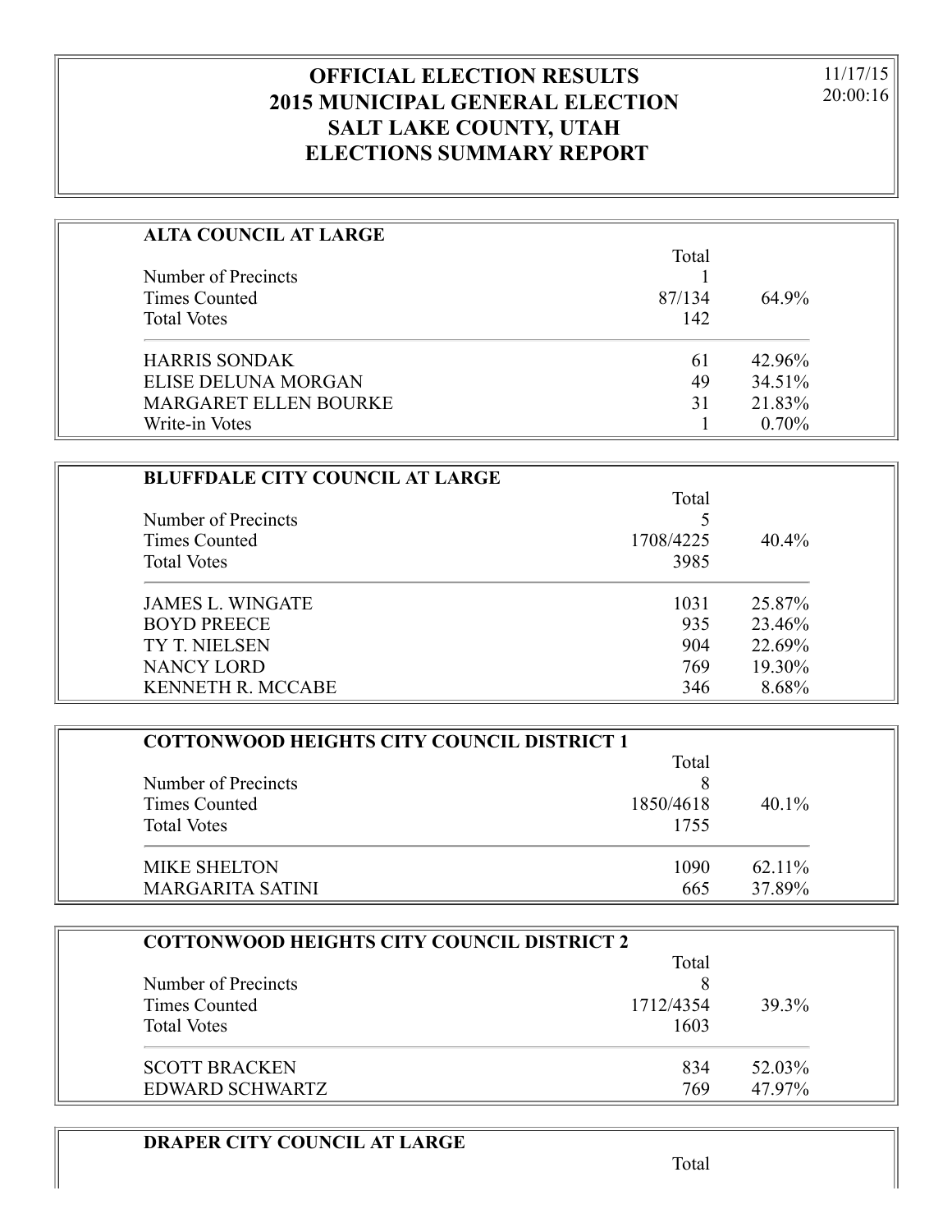# OFFICIAL ELECTION RESULTS
# 2015 MUNICIPAL GENERAL ELECTION
# SALT LAKE COUNTY, UTAH
# ELECTIONS SUMMARY REPORT

11/17/15
20:00:16

## ALTA COUNCIL AT LARGE

| | Total | |
|---|---|---|
| Number of Precincts | 1 | |
| Times Counted | 87/134 | 64.9% |
| Total Votes | 142 | |
| HARRIS SONDAK | 61 | 42.96% |
| ELISE DELUNA MORGAN | 49 | 34.51% |
| MARGARET ELLEN BOURKE | 31 | 21.83% |
| Write-in Votes | 1 | 0.70% |

## BLUFFDALE CITY COUNCIL AT LARGE

| | Total | |
|---|---|---|
| Number of Precincts | 5 | |
| Times Counted | 1708/4225 | 40.4% |
| Total Votes | 3985 | |
| JAMES L. WINGATE | 1031 | 25.87% |
| BOYD PREECE | 935 | 23.46% |
| TY T. NIELSEN | 904 | 22.69% |
| NANCY LORD | 769 | 19.30% |
| KENNETH R. MCCABE | 346 | 8.68% |

## COTTONWOOD HEIGHTS CITY COUNCIL DISTRICT 1

| | Total | |
|---|---|---|
| Number of Precincts | 8 | |
| Times Counted | 1850/4618 | 40.1% |
| Total Votes | 1755 | |
| MIKE SHELTON | 1090 | 62.11% |
| MARGARITA SATINI | 665 | 37.89% |

## COTTONWOOD HEIGHTS CITY COUNCIL DISTRICT 2

| | Total | |
|---|---|---|
| Number of Precincts | 8 | |
| Times Counted | 1712/4354 | 39.3% |
| Total Votes | 1603 | |
| SCOTT BRACKEN | 834 | 52.03% |
| EDWARD SCHWARTZ | 769 | 47.97% |

## DRAPER CITY COUNCIL AT LARGE

| | Total | |
|---|---|---|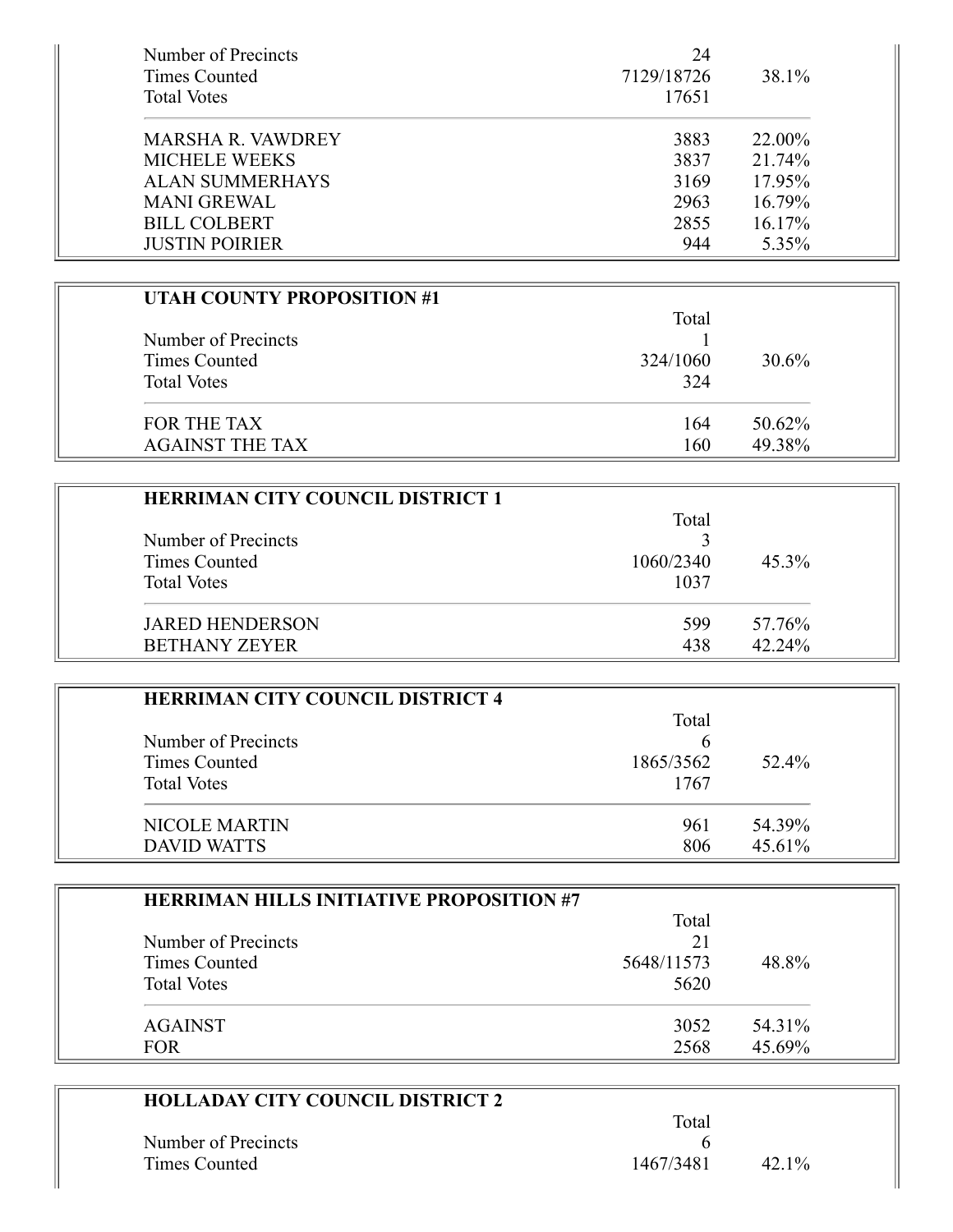| | | |
|---|---|---|
| Number of Precincts | 24 | |
| Times Counted | 7129/18726 | 38.1% |
| Total Votes | 17651 | |
| MARSHA R. VAWDREY | 3883 | 22.00% |
| MICHELE WEEKS | 3837 | 21.74% |
| ALAN SUMMERHAYS | 3169 | 17.95% |
| MANI GREWAL | 2963 | 16.79% |
| BILL COLBERT | 2855 | 16.17% |
| JUSTIN POIRIER | 944 | 5.35% |

**UTAH COUNTY PROPOSITION #1**

| | Total | |
|---|---|---|
| Number of Precincts | 1 | |
| Times Counted | 324/1060 | 30.6% |
| Total Votes | 324 | |
| FOR THE TAX | 164 | 50.62% |
| AGAINST THE TAX | 160 | 49.38% |

**HERRIMAN CITY COUNCIL DISTRICT 1**

| | Total | |
|---|---|---|
| Number of Precincts | 3 | |
| Times Counted | 1060/2340 | 45.3% |
| Total Votes | 1037 | |
| JARED HENDERSON | 599 | 57.76% |
| BETHANY ZEYER | 438 | 42.24% |

**HERRIMAN CITY COUNCIL DISTRICT 4**

| | Total | |
|---|---|---|
| Number of Precincts | 6 | |
| Times Counted | 1865/3562 | 52.4% |
| Total Votes | 1767 | |
| NICOLE MARTIN | 961 | 54.39% |
| DAVID WATTS | 806 | 45.61% |

**HERRIMAN HILLS INITIATIVE PROPOSITION #7**

| | Total | |
|---|---|---|
| Number of Precincts | 21 | |
| Times Counted | 5648/11573 | 48.8% |
| Total Votes | 5620 | |
| AGAINST | 3052 | 54.31% |
| FOR | 2568 | 45.69% |

**HOLLADAY CITY COUNCIL DISTRICT 2**

| | Total | |
|---|---|---|
| Number of Precincts | 6 | |
| Times Counted | 1467/3481 | 42.1% |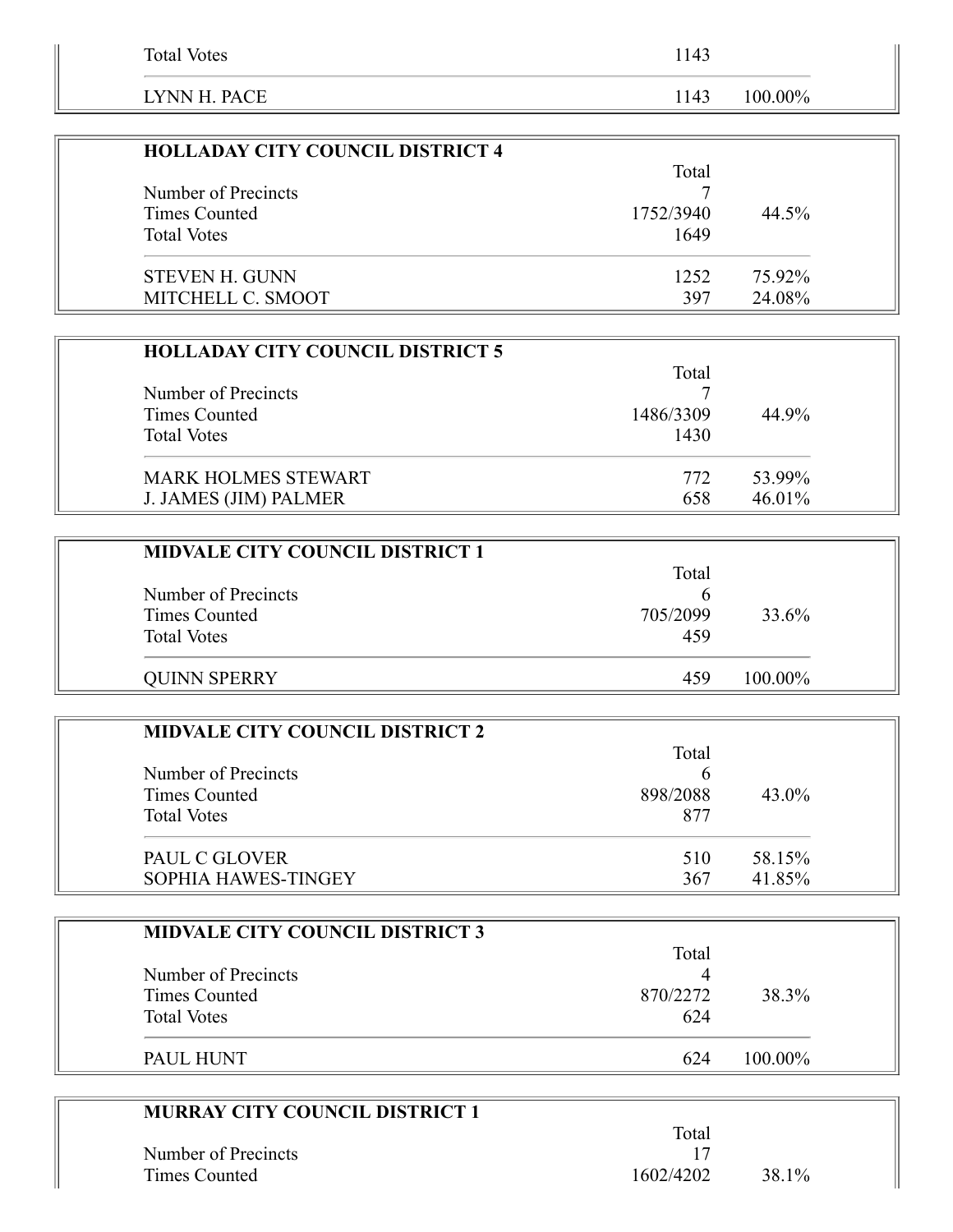| | | |
|---|---|---|
| Total Votes | 1143 | |
| LYNN H. PACE | 1143 | 100.00% |

| HOLLADAY CITY COUNCIL DISTRICT 4 | Total | |
|---|---|---|
| Number of Precincts | 7 | |
| Times Counted | 1752/3940 | 44.5% |
| Total Votes | 1649 | |
| STEVEN H. GUNN | 1252 | 75.92% |
| MITCHELL C. SMOOT | 397 | 24.08% |

| HOLLADAY CITY COUNCIL DISTRICT 5 | Total | |
|---|---|---|
| Number of Precincts | 7 | |
| Times Counted | 1486/3309 | 44.9% |
| Total Votes | 1430 | |
| MARK HOLMES STEWART | 772 | 53.99% |
| J. JAMES (JIM) PALMER | 658 | 46.01% |

| MIDVALE CITY COUNCIL DISTRICT 1 | Total | |
|---|---|---|
| Number of Precincts | 6 | |
| Times Counted | 705/2099 | 33.6% |
| Total Votes | 459 | |
| QUINN SPERRY | 459 | 100.00% |

| MIDVALE CITY COUNCIL DISTRICT 2 | Total | |
|---|---|---|
| Number of Precincts | 6 | |
| Times Counted | 898/2088 | 43.0% |
| Total Votes | 877 | |
| PAUL C GLOVER | 510 | 58.15% |
| SOPHIA HAWES-TINGEY | 367 | 41.85% |

| MIDVALE CITY COUNCIL DISTRICT 3 | Total | |
|---|---|---|
| Number of Precincts | 4 | |
| Times Counted | 870/2272 | 38.3% |
| Total Votes | 624 | |
| PAUL HUNT | 624 | 100.00% |

| MURRAY CITY COUNCIL DISTRICT 1 | Total | |
|---|---|---|
| Number of Precincts | 17 | |
| Times Counted | 1602/4202 | 38.1% |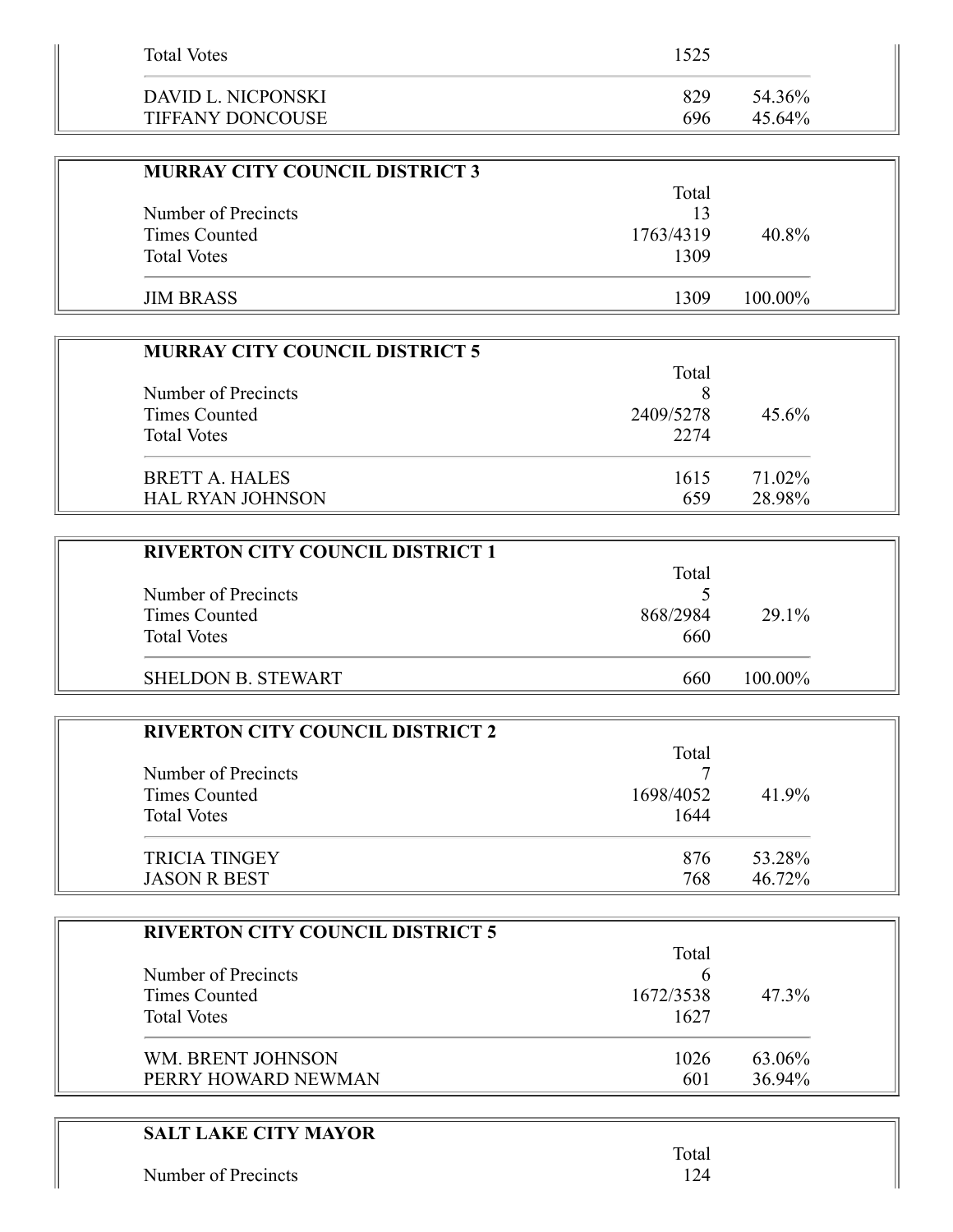| | | |
|---|---|---|
| Total Votes | 1525 | |
| DAVID L. NICPONSKI | 829 | 54.36% |
| TIFFANY DONCOUSE | 696 | 45.64% |

**MURRAY CITY COUNCIL DISTRICT 3**

| | Total | |
|---|---|---|
| Number of Precincts | 13 | |
| Times Counted | 1763/4319 | 40.8% |
| Total Votes | 1309 | |
| JIM BRASS | 1309 | 100.00% |

**MURRAY CITY COUNCIL DISTRICT 5**

| | Total | |
|---|---|---|
| Number of Precincts | 8 | |
| Times Counted | 2409/5278 | 45.6% |
| Total Votes | 2274 | |
| BRETT A. HALES | 1615 | 71.02% |
| HAL RYAN JOHNSON | 659 | 28.98% |

**RIVERTON CITY COUNCIL DISTRICT 1**

| | Total | |
|---|---|---|
| Number of Precincts | 5 | |
| Times Counted | 868/2984 | 29.1% |
| Total Votes | 660 | |
| SHELDON B. STEWART | 660 | 100.00% |

**RIVERTON CITY COUNCIL DISTRICT 2**

| | Total | |
|---|---|---|
| Number of Precincts | 7 | |
| Times Counted | 1698/4052 | 41.9% |
| Total Votes | 1644 | |
| TRICIA TINGEY | 876 | 53.28% |
| JASON R BEST | 768 | 46.72% |

**RIVERTON CITY COUNCIL DISTRICT 5**

| | Total | |
|---|---|---|
| Number of Precincts | 6 | |
| Times Counted | 1672/3538 | 47.3% |
| Total Votes | 1627 | |
| WM. BRENT JOHNSON | 1026 | 63.06% |
| PERRY HOWARD NEWMAN | 601 | 36.94% |

**SALT LAKE CITY MAYOR**

| | Total | |
|---|---|---|
| Number of Precincts | 124 | |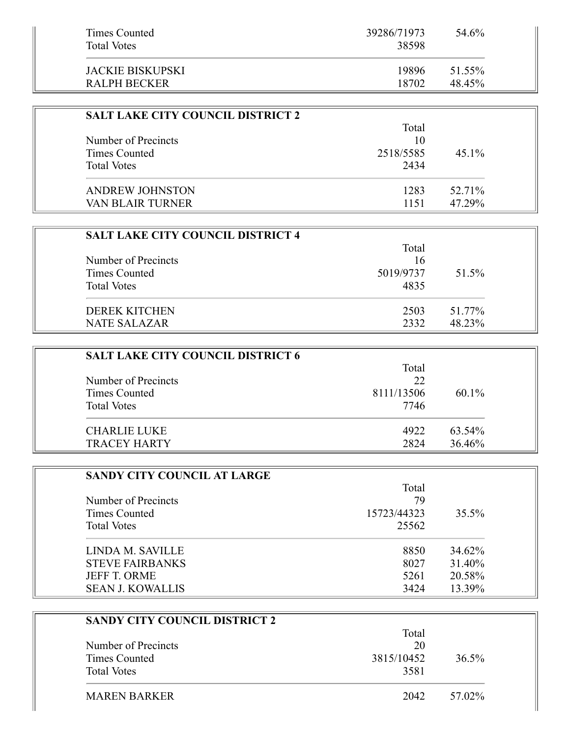| | | |
|---|---|---|
| Times Counted | 39286/71973 | 54.6% |
| Total Votes | 38598 | |
| JACKIE BISKUPSKI | 19896 | 51.55% |
| RALPH BECKER | 18702 | 48.45% |

**SALT LAKE CITY COUNCIL DISTRICT 2**

| | Total | |
|---|---|---|
| Number of Precincts | 10 | |
| Times Counted | 2518/5585 | 45.1% |
| Total Votes | 2434 | |
| ANDREW JOHNSTON | 1283 | 52.71% |
| VAN BLAIR TURNER | 1151 | 47.29% |

**SALT LAKE CITY COUNCIL DISTRICT 4**

| | Total | |
|---|---|---|
| Number of Precincts | 16 | |
| Times Counted | 5019/9737 | 51.5% |
| Total Votes | 4835 | |
| DEREK KITCHEN | 2503 | 51.77% |
| NATE SALAZAR | 2332 | 48.23% |

**SALT LAKE CITY COUNCIL DISTRICT 6**

| | Total | |
|---|---|---|
| Number of Precincts | 22 | |
| Times Counted | 8111/13506 | 60.1% |
| Total Votes | 7746 | |
| CHARLIE LUKE | 4922 | 63.54% |
| TRACEY HARTY | 2824 | 36.46% |

**SANDY CITY COUNCIL AT LARGE**

| | Total | |
|---|---|---|
| Number of Precincts | 79 | |
| Times Counted | 15723/44323 | 35.5% |
| Total Votes | 25562 | |
| LINDA M. SAVILLE | 8850 | 34.62% |
| STEVE FAIRBANKS | 8027 | 31.40% |
| JEFF T. ORME | 5261 | 20.58% |
| SEAN J. KOWALLIS | 3424 | 13.39% |

**SANDY CITY COUNCIL DISTRICT 2**

| | Total | |
|---|---|---|
| Number of Precincts | 20 | |
| Times Counted | 3815/10452 | 36.5% |
| Total Votes | 3581 | |
| MAREN BARKER | 2042 | 57.02% |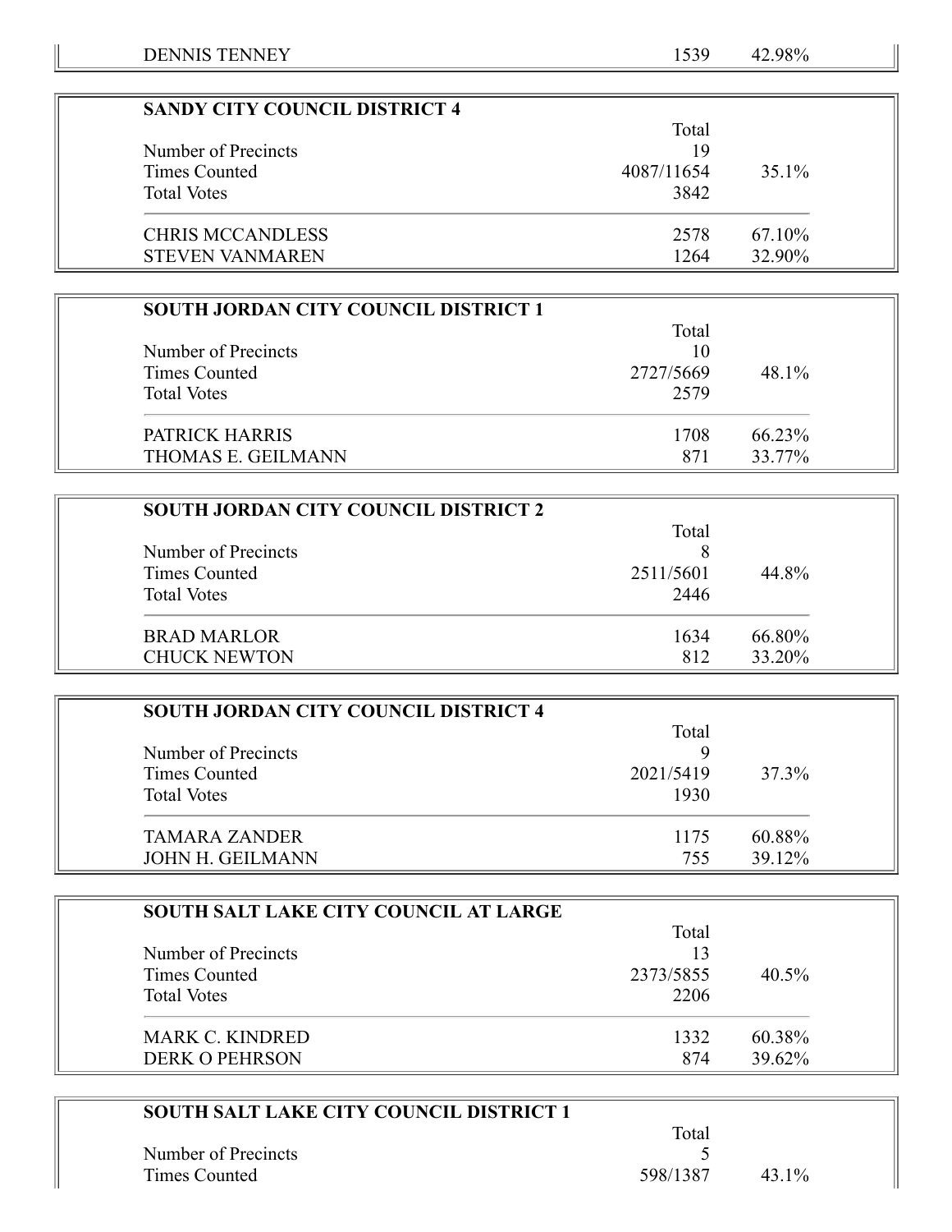| | | |
|---|---|---|
| DENNIS TENNEY | 1539 | 42.98% |

| SANDY CITY COUNCIL DISTRICT 4 | | |
|---|---|---|
| | Total | |
| Number of Precincts | 19 | |
| Times Counted | 4087/11654 | 35.1% |
| Total Votes | 3842 | |
| CHRIS MCCANDLESS | 2578 | 67.10% |
| STEVEN VANMAREN | 1264 | 32.90% |

| SOUTH JORDAN CITY COUNCIL DISTRICT 1 | | |
|---|---|---|
| | Total | |
| Number of Precincts | 10 | |
| Times Counted | 2727/5669 | 48.1% |
| Total Votes | 2579 | |
| PATRICK HARRIS | 1708 | 66.23% |
| THOMAS E. GEILMANN | 871 | 33.77% |

| SOUTH JORDAN CITY COUNCIL DISTRICT 2 | | |
|---|---|---|
| | Total | |
| Number of Precincts | 8 | |
| Times Counted | 2511/5601 | 44.8% |
| Total Votes | 2446 | |
| BRAD MARLOR | 1634 | 66.80% |
| CHUCK NEWTON | 812 | 33.20% |

| SOUTH JORDAN CITY COUNCIL DISTRICT 4 | | |
|---|---|---|
| | Total | |
| Number of Precincts | 9 | |
| Times Counted | 2021/5419 | 37.3% |
| Total Votes | 1930 | |
| TAMARA ZANDER | 1175 | 60.88% |
| JOHN H. GEILMANN | 755 | 39.12% |

| SOUTH SALT LAKE CITY COUNCIL AT LARGE | | |
|---|---|---|
| | Total | |
| Number of Precincts | 13 | |
| Times Counted | 2373/5855 | 40.5% |
| Total Votes | 2206 | |
| MARK C. KINDRED | 1332 | 60.38% |
| DERK O PEHRSON | 874 | 39.62% |

| SOUTH SALT LAKE CITY COUNCIL DISTRICT 1 | | |
|---|---|---|
| | Total | |
| Number of Precincts | 5 | |
| Times Counted | 598/1387 | 43.1% |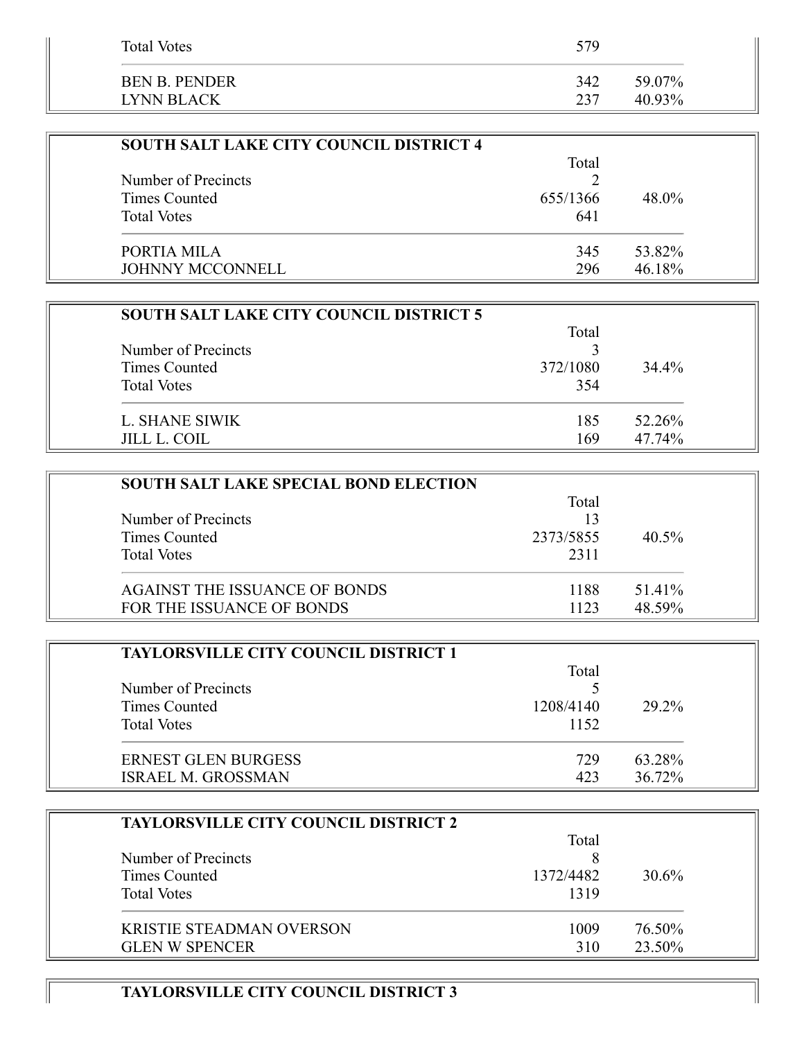| | | |
|---|---|---|
| Total Votes | 579 | |
| BEN B. PENDER | 342 | 59.07% |
| LYNN BLACK | 237 | 40.93% |

| SOUTH SALT LAKE CITY COUNCIL DISTRICT 4 | Total | |
|---|---|---|
| Number of Precincts | 2 | |
| Times Counted | 655/1366 | 48.0% |
| Total Votes | 641 | |
| PORTIA MILA | 345 | 53.82% |
| JOHNNY MCCONNELL | 296 | 46.18% |

| SOUTH SALT LAKE CITY COUNCIL DISTRICT 5 | Total | |
|---|---|---|
| Number of Precincts | 3 | |
| Times Counted | 372/1080 | 34.4% |
| Total Votes | 354 | |
| L. SHANE SIWIK | 185 | 52.26% |
| JILL L. COIL | 169 | 47.74% |

| SOUTH SALT LAKE SPECIAL BOND ELECTION | Total | |
|---|---|---|
| Number of Precincts | 13 | |
| Times Counted | 2373/5855 | 40.5% |
| Total Votes | 2311 | |
| AGAINST THE ISSUANCE OF BONDS | 1188 | 51.41% |
| FOR THE ISSUANCE OF BONDS | 1123 | 48.59% |

| TAYLORSVILLE CITY COUNCIL DISTRICT 1 | Total | |
|---|---|---|
| Number of Precincts | 5 | |
| Times Counted | 1208/4140 | 29.2% |
| Total Votes | 1152 | |
| ERNEST GLEN BURGESS | 729 | 63.28% |
| ISRAEL M. GROSSMAN | 423 | 36.72% |

| TAYLORSVILLE CITY COUNCIL DISTRICT 2 | Total | |
|---|---|---|
| Number of Precincts | 8 | |
| Times Counted | 1372/4482 | 30.6% |
| Total Votes | 1319 | |
| KRISTIE STEADMAN OVERSON | 1009 | 76.50% |
| GLEN W SPENCER | 310 | 23.50% |

**TAYLORSVILLE CITY COUNCIL DISTRICT 3**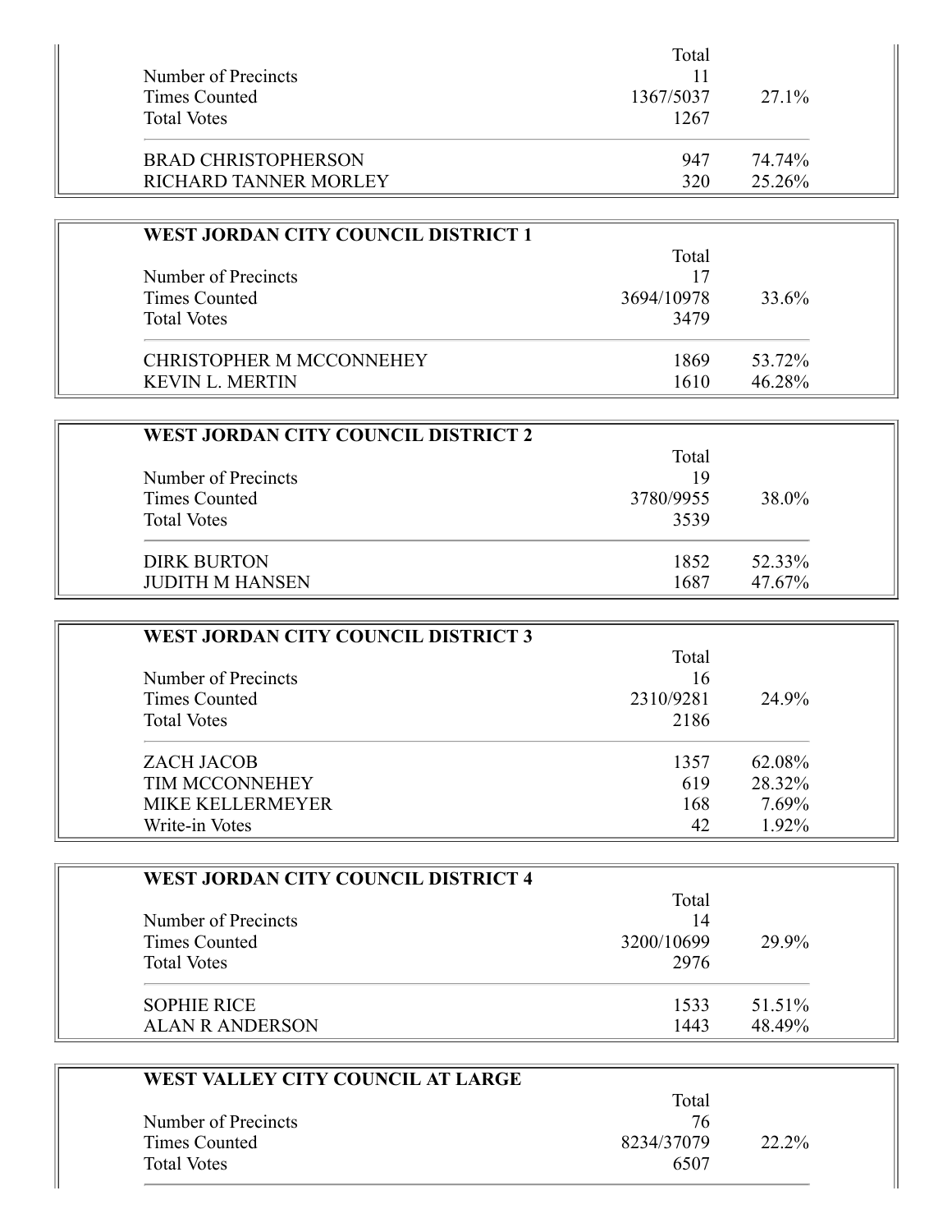| | Total | |
|---|---|---|
| Number of Precincts | 11 | |
| Times Counted | 1367/5037 | 27.1% |
| Total Votes | 1267 | |
| BRAD CHRISTOPHERSON | 947 | 74.74% |
| RICHARD TANNER MORLEY | 320 | 25.26% |

**WEST JORDAN CITY COUNCIL DISTRICT 1**

| | Total | |
|---|---|---|
| Number of Precincts | 17 | |
| Times Counted | 3694/10978 | 33.6% |
| Total Votes | 3479 | |
| CHRISTOPHER M MCCONNEHEY | 1869 | 53.72% |
| KEVIN L. MERTIN | 1610 | 46.28% |

**WEST JORDAN CITY COUNCIL DISTRICT 2**

| | Total | |
|---|---|---|
| Number of Precincts | 19 | |
| Times Counted | 3780/9955 | 38.0% |
| Total Votes | 3539 | |
| DIRK BURTON | 1852 | 52.33% |
| JUDITH M HANSEN | 1687 | 47.67% |

**WEST JORDAN CITY COUNCIL DISTRICT 3**

| | Total | |
|---|---|---|
| Number of Precincts | 16 | |
| Times Counted | 2310/9281 | 24.9% |
| Total Votes | 2186 | |
| ZACH JACOB | 1357 | 62.08% |
| TIM MCCONNEHEY | 619 | 28.32% |
| MIKE KELLERMEYER | 168 | 7.69% |
| Write-in Votes | 42 | 1.92% |

**WEST JORDAN CITY COUNCIL DISTRICT 4**

| | Total | |
|---|---|---|
| Number of Precincts | 14 | |
| Times Counted | 3200/10699 | 29.9% |
| Total Votes | 2976 | |
| SOPHIE RICE | 1533 | 51.51% |
| ALAN R ANDERSON | 1443 | 48.49% |

**WEST VALLEY CITY COUNCIL AT LARGE**

| | Total | |
|---|---|---|
| Number of Precincts | 76 | |
| Times Counted | 8234/37079 | 22.2% |
| Total Votes | 6507 | |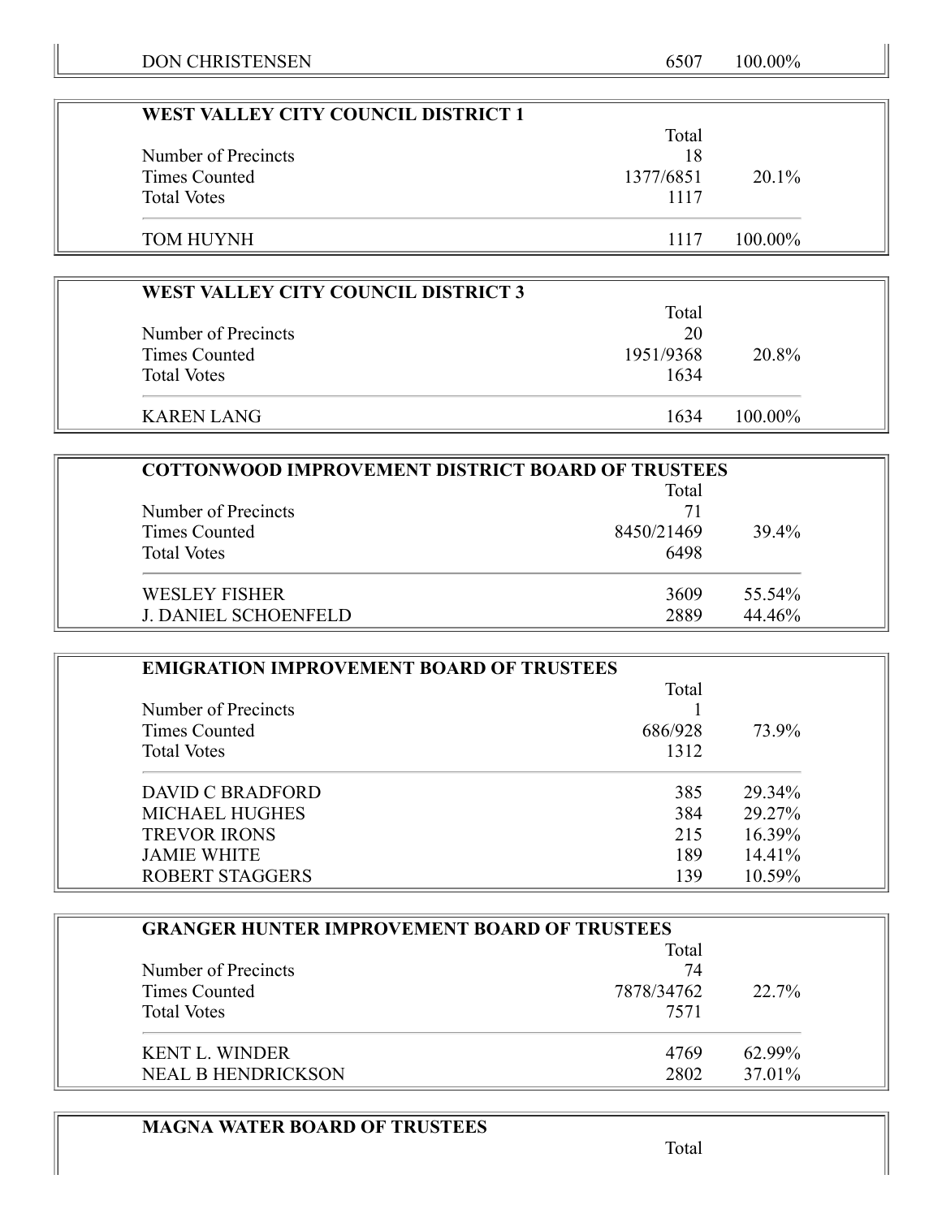| | | |
|---|---|---|
| DON CHRISTENSEN | 6507 | 100.00% |

**WEST VALLEY CITY COUNCIL DISTRICT 1**

| | Total | |
|---|---|---|
| Number of Precincts | 18 | |
| Times Counted | 1377/6851 | 20.1% |
| Total Votes | 1117 | |
| TOM HUYNH | 1117 | 100.00% |

**WEST VALLEY CITY COUNCIL DISTRICT 3**

| | Total | |
|---|---|---|
| Number of Precincts | 20 | |
| Times Counted | 1951/9368 | 20.8% |
| Total Votes | 1634 | |
| KAREN LANG | 1634 | 100.00% |

**COTTONWOOD IMPROVEMENT DISTRICT BOARD OF TRUSTEES**

| | Total | |
|---|---|---|
| Number of Precincts | 71 | |
| Times Counted | 8450/21469 | 39.4% |
| Total Votes | 6498 | |
| WESLEY FISHER | 3609 | 55.54% |
| J. DANIEL SCHOENFELD | 2889 | 44.46% |

**EMIGRATION IMPROVEMENT BOARD OF TRUSTEES**

| | Total | |
|---|---|---|
| Number of Precincts | 1 | |
| Times Counted | 686/928 | 73.9% |
| Total Votes | 1312 | |
| DAVID C BRADFORD | 385 | 29.34% |
| MICHAEL HUGHES | 384 | 29.27% |
| TREVOR IRONS | 215 | 16.39% |
| JAMIE WHITE | 189 | 14.41% |
| ROBERT STAGGERS | 139 | 10.59% |

**GRANGER HUNTER IMPROVEMENT BOARD OF TRUSTEES**

| | Total | |
|---|---|---|
| Number of Precincts | 74 | |
| Times Counted | 7878/34762 | 22.7% |
| Total Votes | 7571 | |
| KENT L. WINDER | 4769 | 62.99% |
| NEAL B HENDRICKSON | 2802 | 37.01% |

**MAGNA WATER BOARD OF TRUSTEES**

| | Total | |
|---|---|---|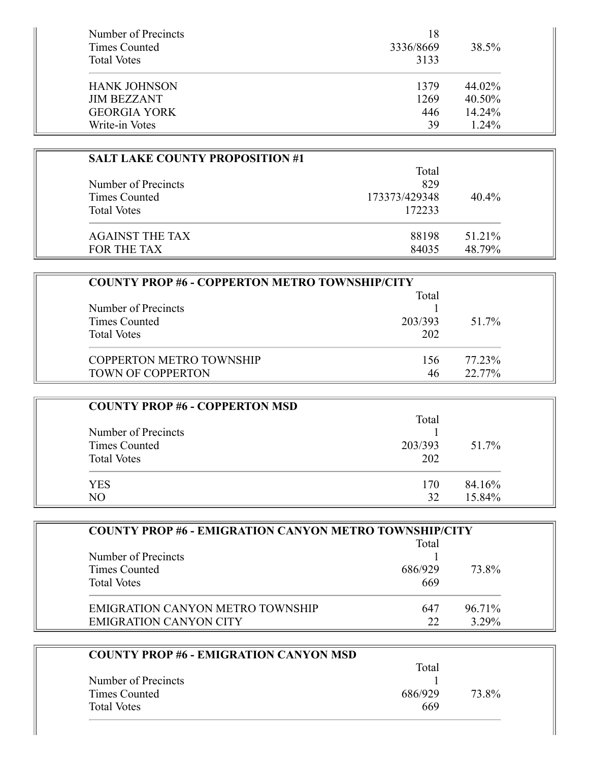| | | |
|---|---|---|
| Number of Precincts | 18 | |
| Times Counted | 3336/8669 | 38.5% |
| Total Votes | 3133 | |
| HANK JOHNSON | 1379 | 44.02% |
| JIM BEZZANT | 1269 | 40.50% |
| GEORGIA YORK | 446 | 14.24% |
| Write-in Votes | 39 | 1.24% |

**SALT LAKE COUNTY PROPOSITION #1**

| | Total | |
|---|---|---|
| Number of Precincts | 829 | |
| Times Counted | 173373/429348 | 40.4% |
| Total Votes | 172233 | |
| AGAINST THE TAX | 88198 | 51.21% |
| FOR THE TAX | 84035 | 48.79% |

**COUNTY PROP #6 - COPPERTON METRO TOWNSHIP/CITY**

| | Total | |
|---|---|---|
| Number of Precincts | 1 | |
| Times Counted | 203/393 | 51.7% |
| Total Votes | 202 | |
| COPPERTON METRO TOWNSHIP | 156 | 77.23% |
| TOWN OF COPPERTON | 46 | 22.77% |

**COUNTY PROP #6 - COPPERTON MSD**

| | Total | |
|---|---|---|
| Number of Precincts | 1 | |
| Times Counted | 203/393 | 51.7% |
| Total Votes | 202 | |
| YES | 170 | 84.16% |
| NO | 32 | 15.84% |

**COUNTY PROP #6 - EMIGRATION CANYON METRO TOWNSHIP/CITY**

| | Total | |
|---|---|---|
| Number of Precincts | 1 | |
| Times Counted | 686/929 | 73.8% |
| Total Votes | 669 | |
| EMIGRATION CANYON METRO TOWNSHIP | 647 | 96.71% |
| EMIGRATION CANYON CITY | 22 | 3.29% |

**COUNTY PROP #6 - EMIGRATION CANYON MSD**

| | Total | |
|---|---|---|
| Number of Precincts | 1 | |
| Times Counted | 686/929 | 73.8% |
| Total Votes | 669 | |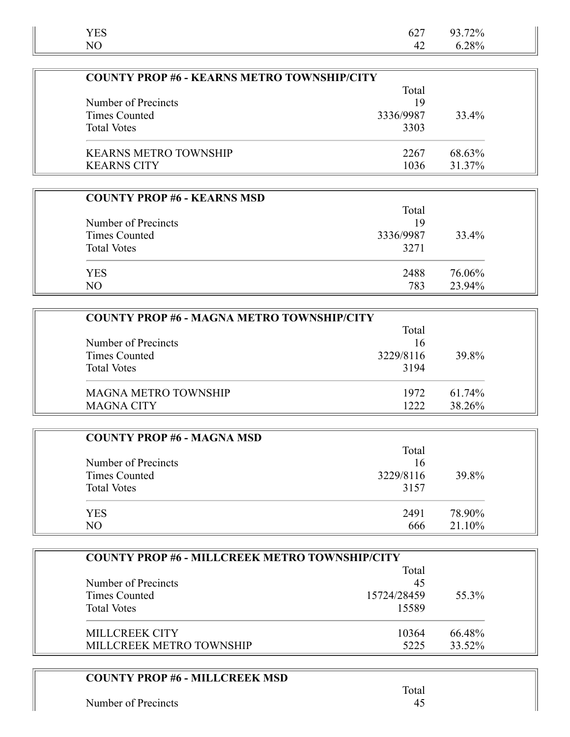| | | |
|---|---|---|
| YES | 627 | 93.72% |
| NO | 42 | 6.28% |

**COUNTY PROP #6 - KEARNS METRO TOWNSHIP/CITY**

| | Total | |
|---|---|---|
| Number of Precincts | 19 | |
| Times Counted | 3336/9987 | 33.4% |
| Total Votes | 3303 | |
| KEARNS METRO TOWNSHIP | 2267 | 68.63% |
| KEARNS CITY | 1036 | 31.37% |

**COUNTY PROP #6 - KEARNS MSD**

| | Total | |
|---|---|---|
| Number of Precincts | 19 | |
| Times Counted | 3336/9987 | 33.4% |
| Total Votes | 3271 | |
| YES | 2488 | 76.06% |
| NO | 783 | 23.94% |

**COUNTY PROP #6 - MAGNA METRO TOWNSHIP/CITY**

| | Total | |
|---|---|---|
| Number of Precincts | 16 | |
| Times Counted | 3229/8116 | 39.8% |
| Total Votes | 3194 | |
| MAGNA METRO TOWNSHIP | 1972 | 61.74% |
| MAGNA CITY | 1222 | 38.26% |

**COUNTY PROP #6 - MAGNA MSD**

| | Total | |
|---|---|---|
| Number of Precincts | 16 | |
| Times Counted | 3229/8116 | 39.8% |
| Total Votes | 3157 | |
| YES | 2491 | 78.90% |
| NO | 666 | 21.10% |

**COUNTY PROP #6 - MILLCREEK METRO TOWNSHIP/CITY**

| | Total | |
|---|---|---|
| Number of Precincts | 45 | |
| Times Counted | 15724/28459 | 55.3% |
| Total Votes | 15589 | |
| MILLCREEK CITY | 10364 | 66.48% |
| MILLCREEK METRO TOWNSHIP | 5225 | 33.52% |

**COUNTY PROP #6 - MILLCREEK MSD**

| | Total | |
|---|---|---|
| Number of Precincts | 45 | |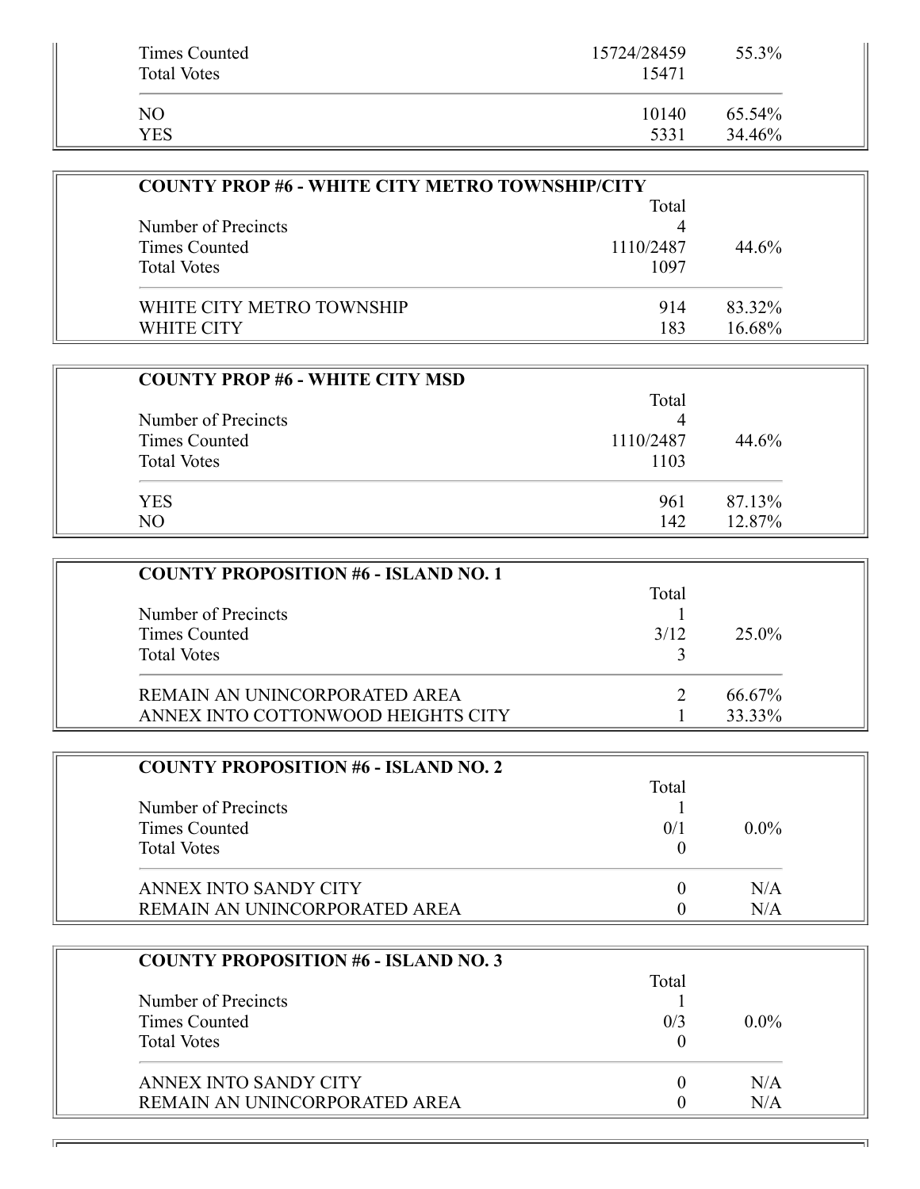| | | |
|---|---|---|
| Times Counted | 15724/28459 | 55.3% |
| Total Votes | 15471 | |
| NO | 10140 | 65.54% |
| YES | 5331 | 34.46% |

**COUNTY PROP #6 - WHITE CITY METRO TOWNSHIP/CITY**

| | Total | |
|---|---|---|
| Number of Precincts | 4 | |
| Times Counted | 1110/2487 | 44.6% |
| Total Votes | 1097 | |
| WHITE CITY METRO TOWNSHIP | 914 | 83.32% |
| WHITE CITY | 183 | 16.68% |

**COUNTY PROP #6 - WHITE CITY MSD**

| | Total | |
|---|---|---|
| Number of Precincts | 4 | |
| Times Counted | 1110/2487 | 44.6% |
| Total Votes | 1103 | |
| YES | 961 | 87.13% |
| NO | 142 | 12.87% |

**COUNTY PROPOSITION #6 - ISLAND NO. 1**

| | Total | |
|---|---|---|
| Number of Precincts | 1 | |
| Times Counted | 3/12 | 25.0% |
| Total Votes | 3 | |
| REMAIN AN UNINCORPORATED AREA | 2 | 66.67% |
| ANNEX INTO COTTONWOOD HEIGHTS CITY | 1 | 33.33% |

**COUNTY PROPOSITION #6 - ISLAND NO. 2**

| | Total | |
|---|---|---|
| Number of Precincts | 1 | |
| Times Counted | 0/1 | 0.0% |
| Total Votes | 0 | |
| ANNEX INTO SANDY CITY | 0 | N/A |
| REMAIN AN UNINCORPORATED AREA | 0 | N/A |

**COUNTY PROPOSITION #6 - ISLAND NO. 3**

| | Total | |
|---|---|---|
| Number of Precincts | 1 | |
| Times Counted | 0/3 | 0.0% |
| Total Votes | 0 | |
| ANNEX INTO SANDY CITY | 0 | N/A |
| REMAIN AN UNINCORPORATED AREA | 0 | N/A |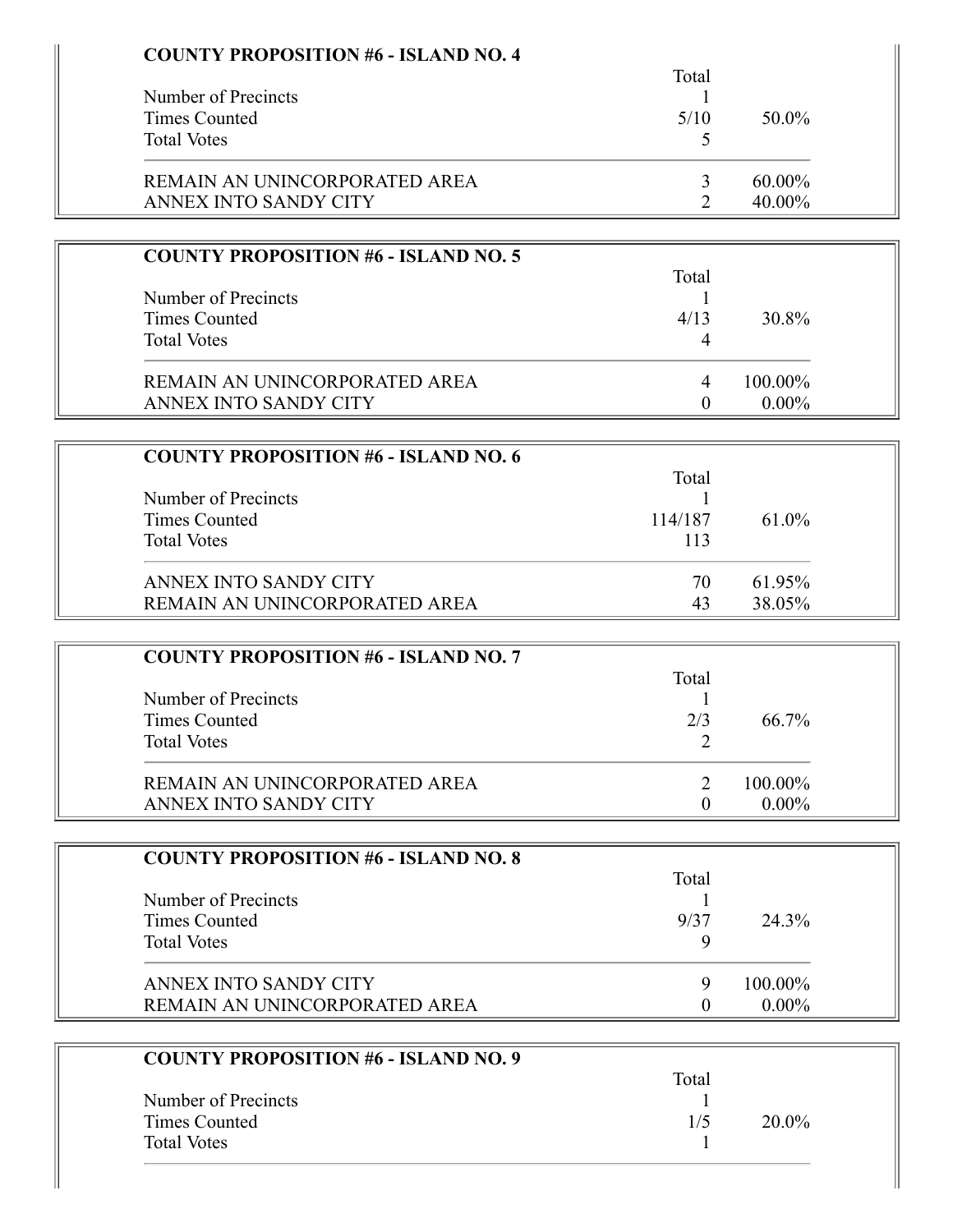**COUNTY PROPOSITION #6 - ISLAND NO. 4**

| | Total | |
|---|---|---|
| Number of Precincts | 1 | |
| Times Counted | 5/10 | 50.0% |
| Total Votes | 5 | |
| REMAIN AN UNINCORPORATED AREA | 3 | 60.00% |
| ANNEX INTO SANDY CITY | 2 | 40.00% |

**COUNTY PROPOSITION #6 - ISLAND NO. 5**

| | Total | |
|---|---|---|
| Number of Precincts | 1 | |
| Times Counted | 4/13 | 30.8% |
| Total Votes | 4 | |
| REMAIN AN UNINCORPORATED AREA | 4 | 100.00% |
| ANNEX INTO SANDY CITY | 0 | 0.00% |

**COUNTY PROPOSITION #6 - ISLAND NO. 6**

| | Total | |
|---|---|---|
| Number of Precincts | 1 | |
| Times Counted | 114/187 | 61.0% |
| Total Votes | 113 | |
| ANNEX INTO SANDY CITY | 70 | 61.95% |
| REMAIN AN UNINCORPORATED AREA | 43 | 38.05% |

**COUNTY PROPOSITION #6 - ISLAND NO. 7**

| | Total | |
|---|---|---|
| Number of Precincts | 1 | |
| Times Counted | 2/3 | 66.7% |
| Total Votes | 2 | |
| REMAIN AN UNINCORPORATED AREA | 2 | 100.00% |
| ANNEX INTO SANDY CITY | 0 | 0.00% |

**COUNTY PROPOSITION #6 - ISLAND NO. 8**

| | Total | |
|---|---|---|
| Number of Precincts | 1 | |
| Times Counted | 9/37 | 24.3% |
| Total Votes | 9 | |
| ANNEX INTO SANDY CITY | 9 | 100.00% |
| REMAIN AN UNINCORPORATED AREA | 0 | 0.00% |

**COUNTY PROPOSITION #6 - ISLAND NO. 9**

| | Total | |
|---|---|---|
| Number of Precincts | 1 | |
| Times Counted | 1/5 | 20.0% |
| Total Votes | 1 | |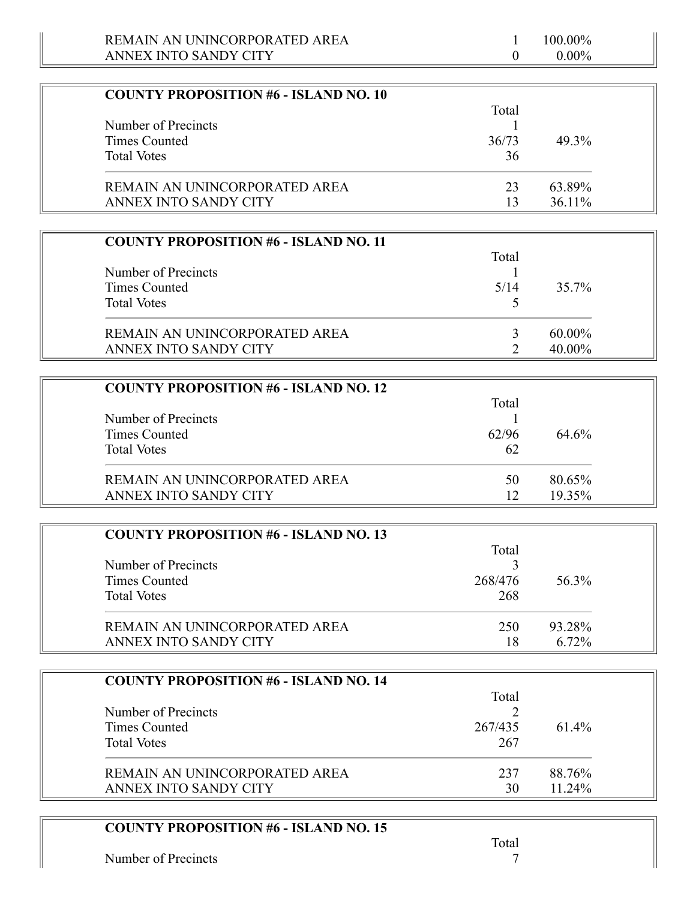| | | |
|---|---|---|
| REMAIN AN UNINCORPORATED AREA | 1 | 100.00% |
| ANNEX INTO SANDY CITY | 0 | 0.00% |

**COUNTY PROPOSITION #6 - ISLAND NO. 10**

| | Total | |
|---|---|---|
| Number of Precincts | 1 | |
| Times Counted | 36/73 | 49.3% |
| Total Votes | 36 | |
| REMAIN AN UNINCORPORATED AREA | 23 | 63.89% |
| ANNEX INTO SANDY CITY | 13 | 36.11% |

**COUNTY PROPOSITION #6 - ISLAND NO. 11**

| | Total | |
|---|---|---|
| Number of Precincts | 1 | |
| Times Counted | 5/14 | 35.7% |
| Total Votes | 5 | |
| REMAIN AN UNINCORPORATED AREA | 3 | 60.00% |
| ANNEX INTO SANDY CITY | 2 | 40.00% |

**COUNTY PROPOSITION #6 - ISLAND NO. 12**

| | Total | |
|---|---|---|
| Number of Precincts | 1 | |
| Times Counted | 62/96 | 64.6% |
| Total Votes | 62 | |
| REMAIN AN UNINCORPORATED AREA | 50 | 80.65% |
| ANNEX INTO SANDY CITY | 12 | 19.35% |

**COUNTY PROPOSITION #6 - ISLAND NO. 13**

| | Total | |
|---|---|---|
| Number of Precincts | 3 | |
| Times Counted | 268/476 | 56.3% |
| Total Votes | 268 | |
| REMAIN AN UNINCORPORATED AREA | 250 | 93.28% |
| ANNEX INTO SANDY CITY | 18 | 6.72% |

**COUNTY PROPOSITION #6 - ISLAND NO. 14**

| | Total | |
|---|---|---|
| Number of Precincts | 2 | |
| Times Counted | 267/435 | 61.4% |
| Total Votes | 267 | |
| REMAIN AN UNINCORPORATED AREA | 237 | 88.76% |
| ANNEX INTO SANDY CITY | 30 | 11.24% |

**COUNTY PROPOSITION #6 - ISLAND NO. 15**

| | Total |
|---|---|
| Number of Precincts | 7 |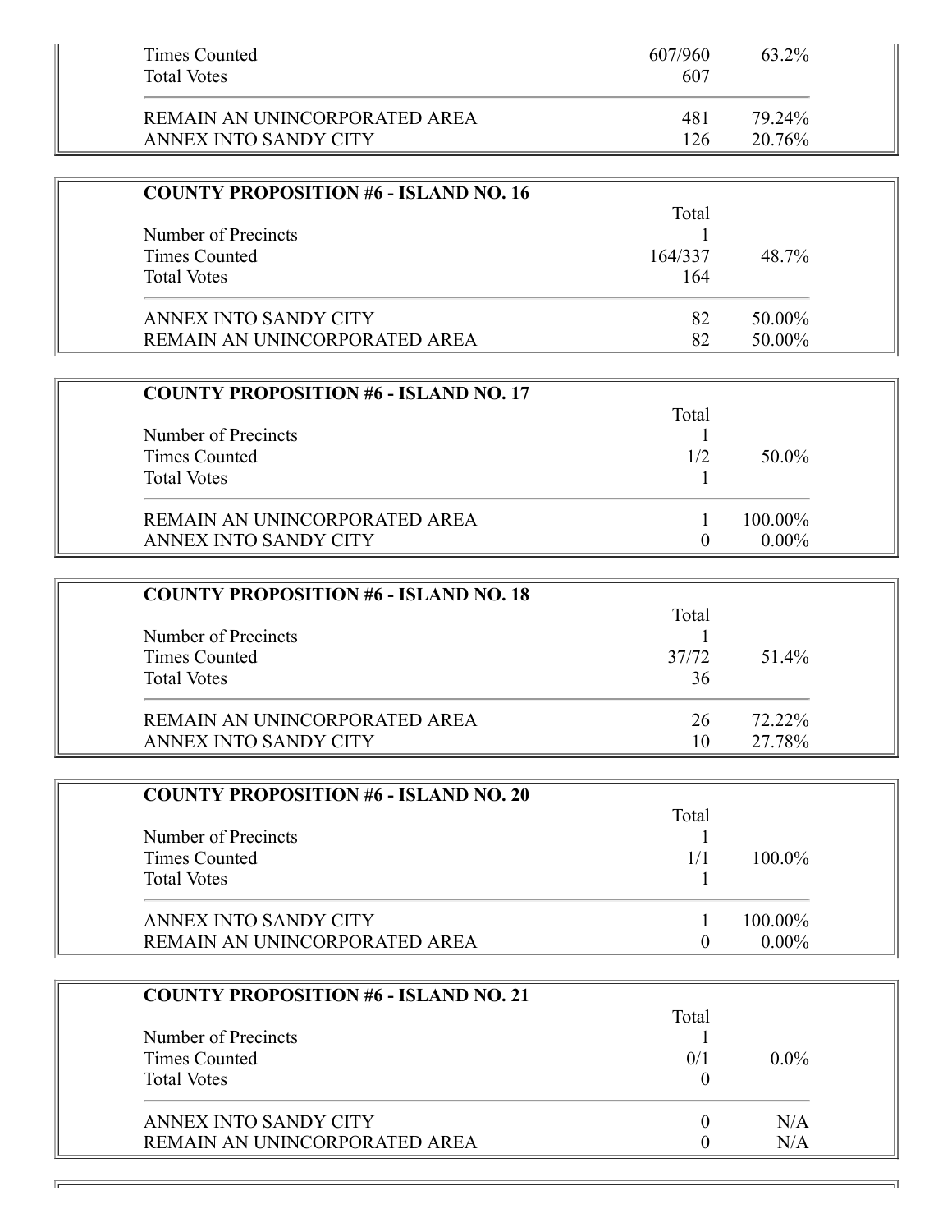| | Total | |
|---|---|---|
| Times Counted | 607/960 | 63.2% |
| Total Votes | 607 | |
| REMAIN AN UNINCORPORATED AREA | 481 | 79.24% |
| ANNEX INTO SANDY CITY | 126 | 20.76% |

### COUNTY PROPOSITION #6 - ISLAND NO. 16

| | Total | |
|---|---|---|
| Number of Precincts | 1 | |
| Times Counted | 164/337 | 48.7% |
| Total Votes | 164 | |
| ANNEX INTO SANDY CITY | 82 | 50.00% |
| REMAIN AN UNINCORPORATED AREA | 82 | 50.00% |

### COUNTY PROPOSITION #6 - ISLAND NO. 17

| | Total | |
|---|---|---|
| Number of Precincts | 1 | |
| Times Counted | 1/2 | 50.0% |
| Total Votes | 1 | |
| REMAIN AN UNINCORPORATED AREA | 1 | 100.00% |
| ANNEX INTO SANDY CITY | 0 | 0.00% |

### COUNTY PROPOSITION #6 - ISLAND NO. 18

| | Total | |
|---|---|---|
| Number of Precincts | 1 | |
| Times Counted | 37/72 | 51.4% |
| Total Votes | 36 | |
| REMAIN AN UNINCORPORATED AREA | 26 | 72.22% |
| ANNEX INTO SANDY CITY | 10 | 27.78% |

### COUNTY PROPOSITION #6 - ISLAND NO. 20

| | Total | |
|---|---|---|
| Number of Precincts | 1 | |
| Times Counted | 1/1 | 100.0% |
| Total Votes | 1 | |
| ANNEX INTO SANDY CITY | 1 | 100.00% |
| REMAIN AN UNINCORPORATED AREA | 0 | 0.00% |

### COUNTY PROPOSITION #6 - ISLAND NO. 21

| | Total | |
|---|---|---|
| Number of Precincts | 1 | |
| Times Counted | 0/1 | 0.0% |
| Total Votes | 0 | |
| ANNEX INTO SANDY CITY | 0 | N/A |
| REMAIN AN UNINCORPORATED AREA | 0 | N/A |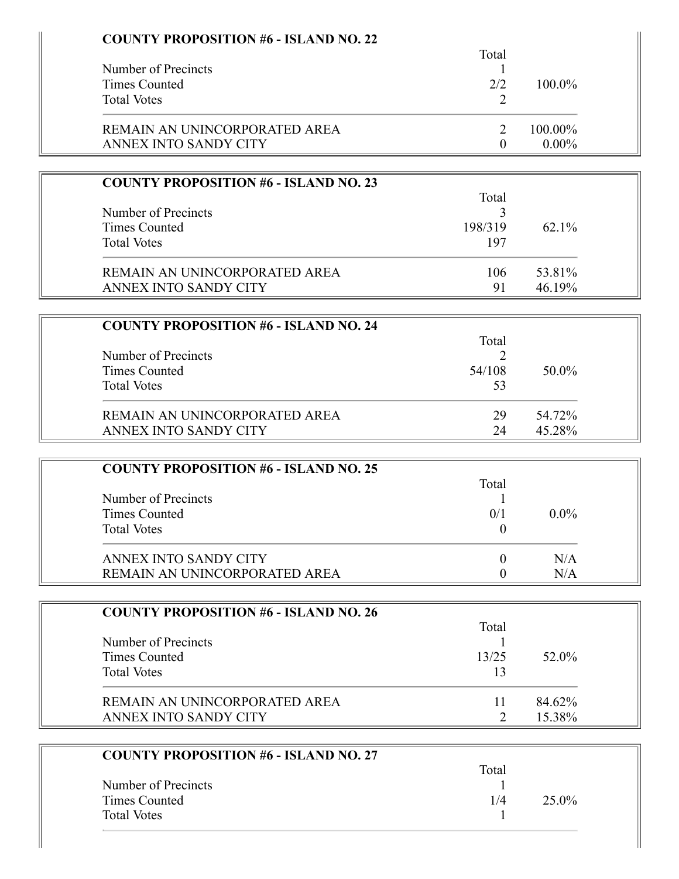## COUNTY PROPOSITION #6 - ISLAND NO. 22

| | Total | |
|---|---|---|
| Number of Precincts | 1 | |
| Times Counted | 2/2 | 100.0% |
| Total Votes | 2 | |
| REMAIN AN UNINCORPORATED AREA | 2 | 100.00% |
| ANNEX INTO SANDY CITY | 0 | 0.00% |

## COUNTY PROPOSITION #6 - ISLAND NO. 23

| | Total | |
|---|---|---|
| Number of Precincts | 3 | |
| Times Counted | 198/319 | 62.1% |
| Total Votes | 197 | |
| REMAIN AN UNINCORPORATED AREA | 106 | 53.81% |
| ANNEX INTO SANDY CITY | 91 | 46.19% |

## COUNTY PROPOSITION #6 - ISLAND NO. 24

| | Total | |
|---|---|---|
| Number of Precincts | 2 | |
| Times Counted | 54/108 | 50.0% |
| Total Votes | 53 | |
| REMAIN AN UNINCORPORATED AREA | 29 | 54.72% |
| ANNEX INTO SANDY CITY | 24 | 45.28% |

## COUNTY PROPOSITION #6 - ISLAND NO. 25

| | Total | |
|---|---|---|
| Number of Precincts | 1 | |
| Times Counted | 0/1 | 0.0% |
| Total Votes | 0 | |
| ANNEX INTO SANDY CITY | 0 | N/A |
| REMAIN AN UNINCORPORATED AREA | 0 | N/A |

## COUNTY PROPOSITION #6 - ISLAND NO. 26

| | Total | |
|---|---|---|
| Number of Precincts | 1 | |
| Times Counted | 13/25 | 52.0% |
| Total Votes | 13 | |
| REMAIN AN UNINCORPORATED AREA | 11 | 84.62% |
| ANNEX INTO SANDY CITY | 2 | 15.38% |

## COUNTY PROPOSITION #6 - ISLAND NO. 27

| | Total | |
|---|---|---|
| Number of Precincts | 1 | |
| Times Counted | 1/4 | 25.0% |
| Total Votes | 1 | |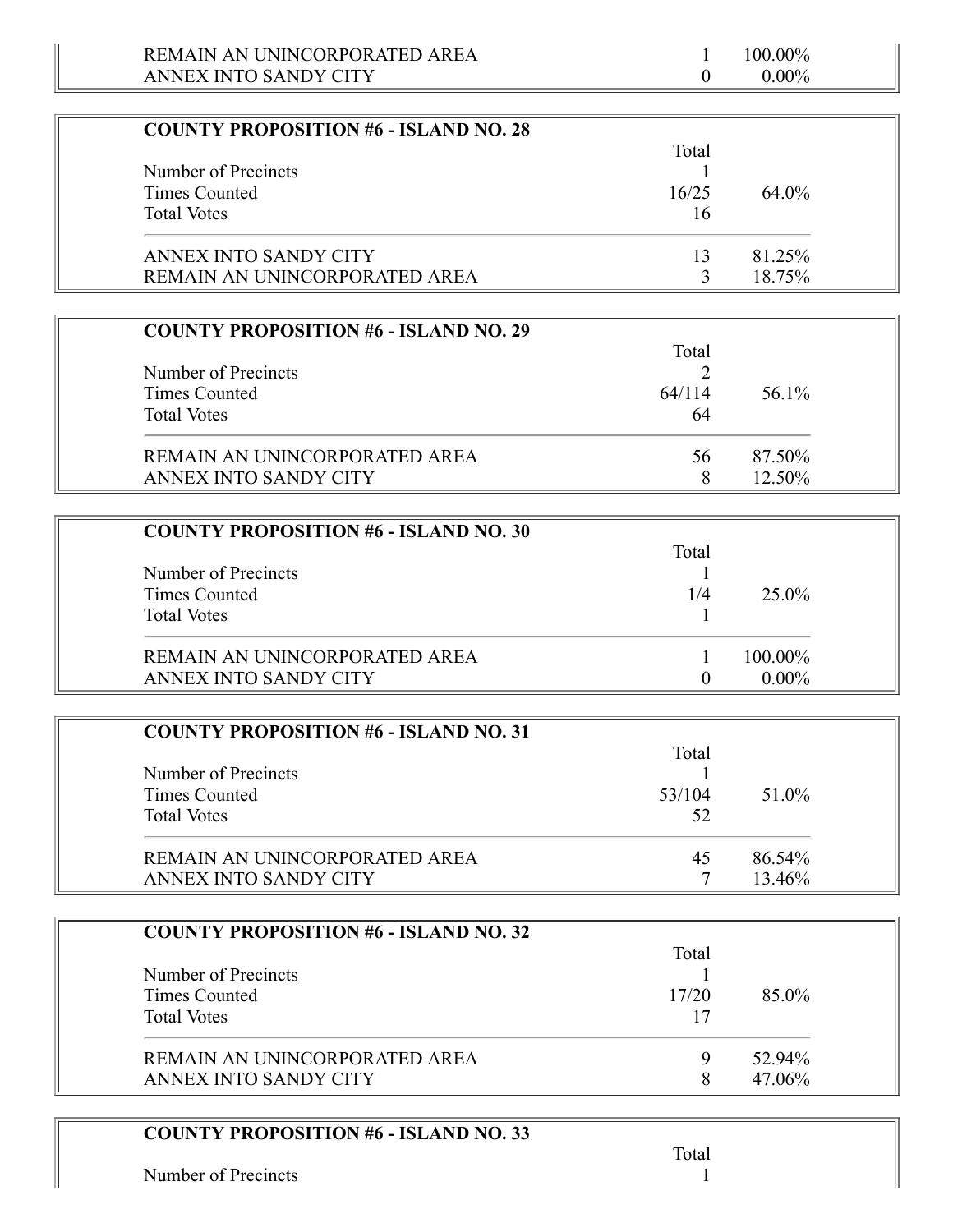| | | |
|---|---|---|
| REMAIN AN UNINCORPORATED AREA | 1 | 100.00% |
| ANNEX INTO SANDY CITY | 0 | 0.00% |

### COUNTY PROPOSITION #6 - ISLAND NO. 28

| | Total | |
|---|---|---|
| Number of Precincts | 1 | |
| Times Counted | 16/25 | 64.0% |
| Total Votes | 16 | |
| ANNEX INTO SANDY CITY | 13 | 81.25% |
| REMAIN AN UNINCORPORATED AREA | 3 | 18.75% |

### COUNTY PROPOSITION #6 - ISLAND NO. 29

| | Total | |
|---|---|---|
| Number of Precincts | 2 | |
| Times Counted | 64/114 | 56.1% |
| Total Votes | 64 | |
| REMAIN AN UNINCORPORATED AREA | 56 | 87.50% |
| ANNEX INTO SANDY CITY | 8 | 12.50% |

### COUNTY PROPOSITION #6 - ISLAND NO. 30

| | Total | |
|---|---|---|
| Number of Precincts | 1 | |
| Times Counted | 1/4 | 25.0% |
| Total Votes | 1 | |
| REMAIN AN UNINCORPORATED AREA | 1 | 100.00% |
| ANNEX INTO SANDY CITY | 0 | 0.00% |

### COUNTY PROPOSITION #6 - ISLAND NO. 31

| | Total | |
|---|---|---|
| Number of Precincts | 1 | |
| Times Counted | 53/104 | 51.0% |
| Total Votes | 52 | |
| REMAIN AN UNINCORPORATED AREA | 45 | 86.54% |
| ANNEX INTO SANDY CITY | 7 | 13.46% |

### COUNTY PROPOSITION #6 - ISLAND NO. 32

| | Total | |
|---|---|---|
| Number of Precincts | 1 | |
| Times Counted | 17/20 | 85.0% |
| Total Votes | 17 | |
| REMAIN AN UNINCORPORATED AREA | 9 | 52.94% |
| ANNEX INTO SANDY CITY | 8 | 47.06% |

### COUNTY PROPOSITION #6 - ISLAND NO. 33

| | Total |
|---|---|
| Number of Precincts | 1 |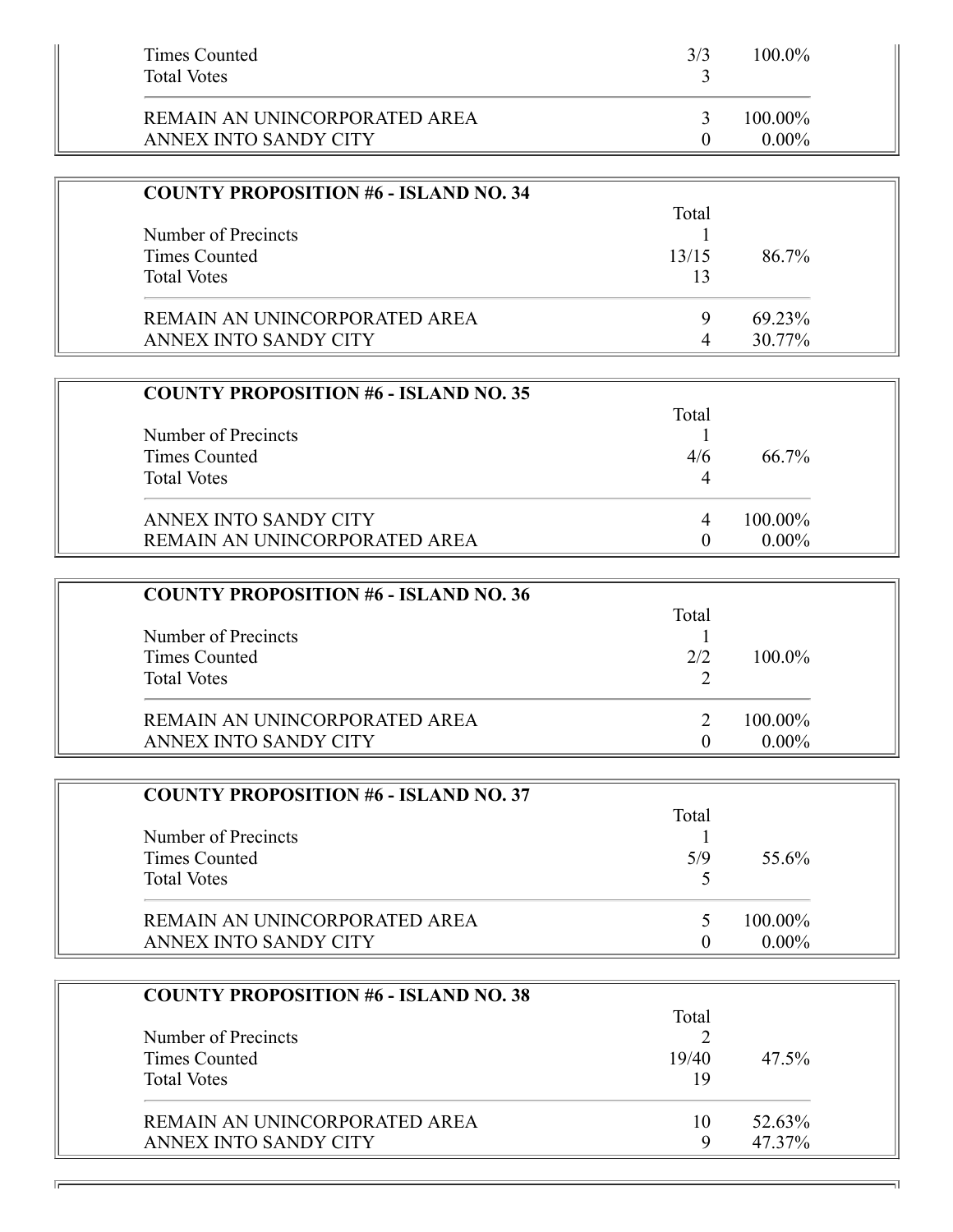| | | |
|---|---|---|
| Times Counted | 3/3 | 100.0% |
| Total Votes | 3 | |
| REMAIN AN UNINCORPORATED AREA | 3 | 100.00% |
| ANNEX INTO SANDY CITY | 0 | 0.00% |

**COUNTY PROPOSITION #6 - ISLAND NO. 34**

| | Total | |
|---|---|---|
| Number of Precincts | 1 | |
| Times Counted | 13/15 | 86.7% |
| Total Votes | 13 | |
| REMAIN AN UNINCORPORATED AREA | 9 | 69.23% |
| ANNEX INTO SANDY CITY | 4 | 30.77% |

**COUNTY PROPOSITION #6 - ISLAND NO. 35**

| | Total | |
|---|---|---|
| Number of Precincts | 1 | |
| Times Counted | 4/6 | 66.7% |
| Total Votes | 4 | |
| ANNEX INTO SANDY CITY | 4 | 100.00% |
| REMAIN AN UNINCORPORATED AREA | 0 | 0.00% |

**COUNTY PROPOSITION #6 - ISLAND NO. 36**

| | Total | |
|---|---|---|
| Number of Precincts | 1 | |
| Times Counted | 2/2 | 100.0% |
| Total Votes | 2 | |
| REMAIN AN UNINCORPORATED AREA | 2 | 100.00% |
| ANNEX INTO SANDY CITY | 0 | 0.00% |

**COUNTY PROPOSITION #6 - ISLAND NO. 37**

| | Total | |
|---|---|---|
| Number of Precincts | 1 | |
| Times Counted | 5/9 | 55.6% |
| Total Votes | 5 | |
| REMAIN AN UNINCORPORATED AREA | 5 | 100.00% |
| ANNEX INTO SANDY CITY | 0 | 0.00% |

**COUNTY PROPOSITION #6 - ISLAND NO. 38**

| | Total | |
|---|---|---|
| Number of Precincts | 2 | |
| Times Counted | 19/40 | 47.5% |
| Total Votes | 19 | |
| REMAIN AN UNINCORPORATED AREA | 10 | 52.63% |
| ANNEX INTO SANDY CITY | 9 | 47.37% |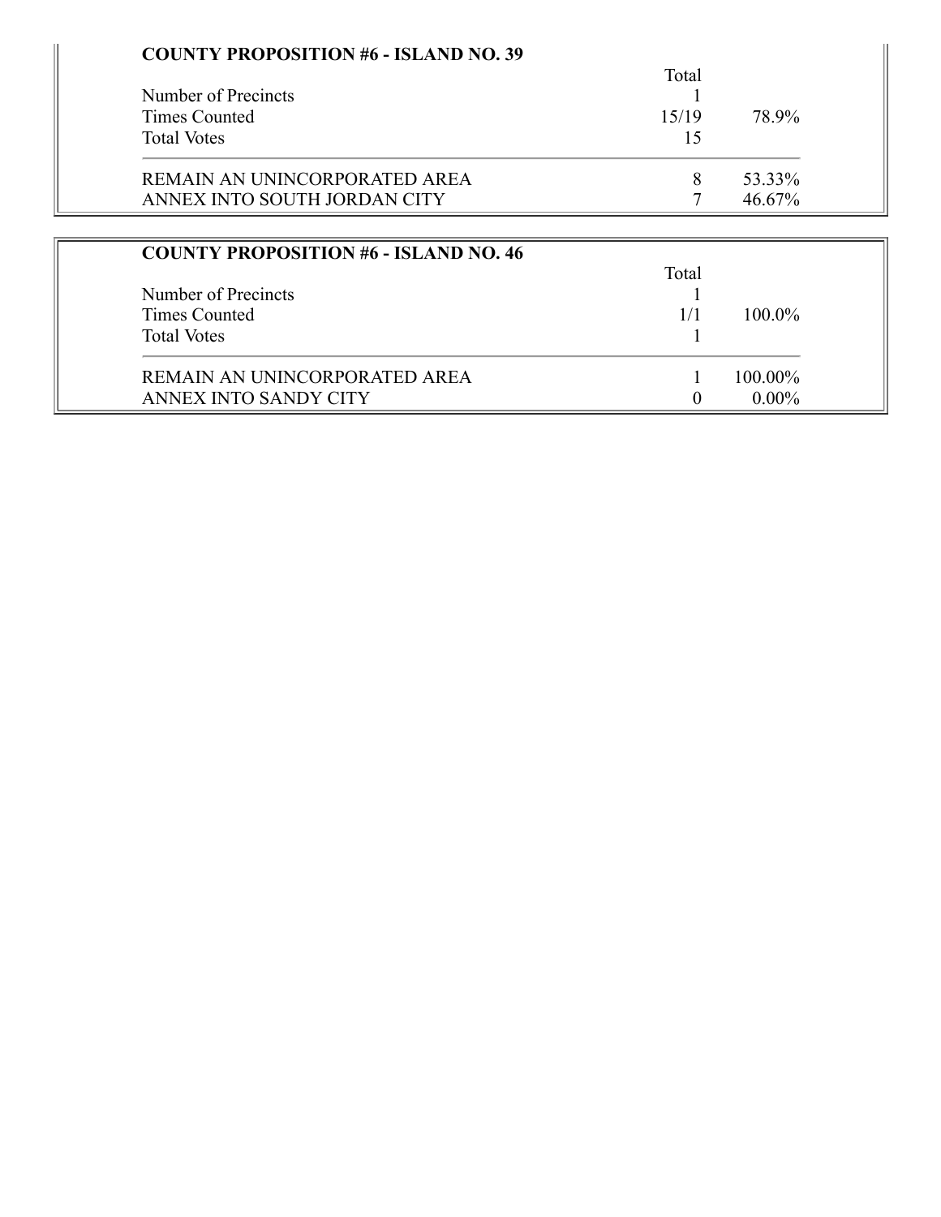### COUNTY PROPOSITION #6 - ISLAND NO. 39

| | Total | |
|---|---|---|
| Number of Precincts | 1 | |
| Times Counted | 15/19 | 78.9% |
| Total Votes | 15 | |
| REMAIN AN UNINCORPORATED AREA | 8 | 53.33% |
| ANNEX INTO SOUTH JORDAN CITY | 7 | 46.67% |

### COUNTY PROPOSITION #6 - ISLAND NO. 46

| | Total | |
|---|---|---|
| Number of Precincts | 1 | |
| Times Counted | 1/1 | 100.0% |
| Total Votes | 1 | |
| REMAIN AN UNINCORPORATED AREA | 1 | 100.00% |
| ANNEX INTO SANDY CITY | 0 | 0.00% |